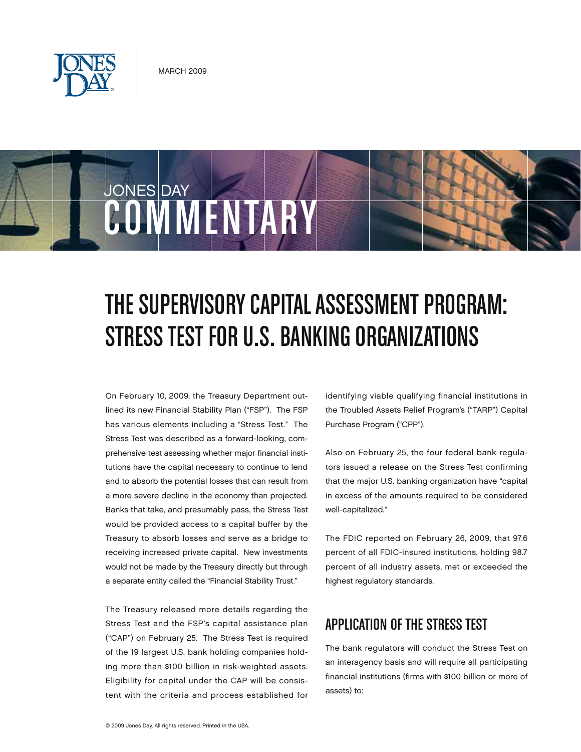JONES DAY

MARCH 2009

JONES DAY COMMENTARY

# THE SUPERVISORY CAPITAL ASSESSMENT PROGRAM: STRESS TEST FOR U.S. BANKING ORGANIZATIONS

On February 10, 2009, the Treasury Department outlined its new Financial Stability Plan ("FSP"). The FSP has various elements including a "Stress Test." The Stress Test was described as a forward-looking, comprehensive test assessing whether major financial institutions have the capital necessary to continue to lend and to absorb the potential losses that can result from a more severe decline in the economy than projected. Banks that take, and presumably pass, the Stress Test would be provided access to a capital buffer by the Treasury to absorb losses and serve as a bridge to receiving increased private capital. New investments would not be made by the Treasury directly but through a separate entity called the "Financial Stability Trust."

The Treasury released more details regarding the Stress Test and the FSP's capital assistance plan ("CAP") on February 25. The Stress Test is required of the 19 largest U.S. bank holding companies holding more than $100 billion in risk-weighted assets. Eligibility for capital under the CAP will be consistent with the criteria and process established for identifying viable qualifying financial institutions in the Troubled Assets Relief Program's ("TARP") Capital Purchase Program ("CPP").

Also on February 25, the four federal bank regulators issued a release on the Stress Test confirming that the major U.S. banking organization have "capital in excess of the amounts required to be considered well-capitalized."

The FDIC reported on February 26, 2009, that 97.6 percent of all FDIC-insured institutions, holding 98.7 percent of all industry assets, met or exceeded the highest regulatory standards.

## APPLICATION OF THE STRESS TEST

The bank regulators will conduct the Stress Test on an interagency basis and will require all participating financial institutions (firms with $100 billion or more of assets) to: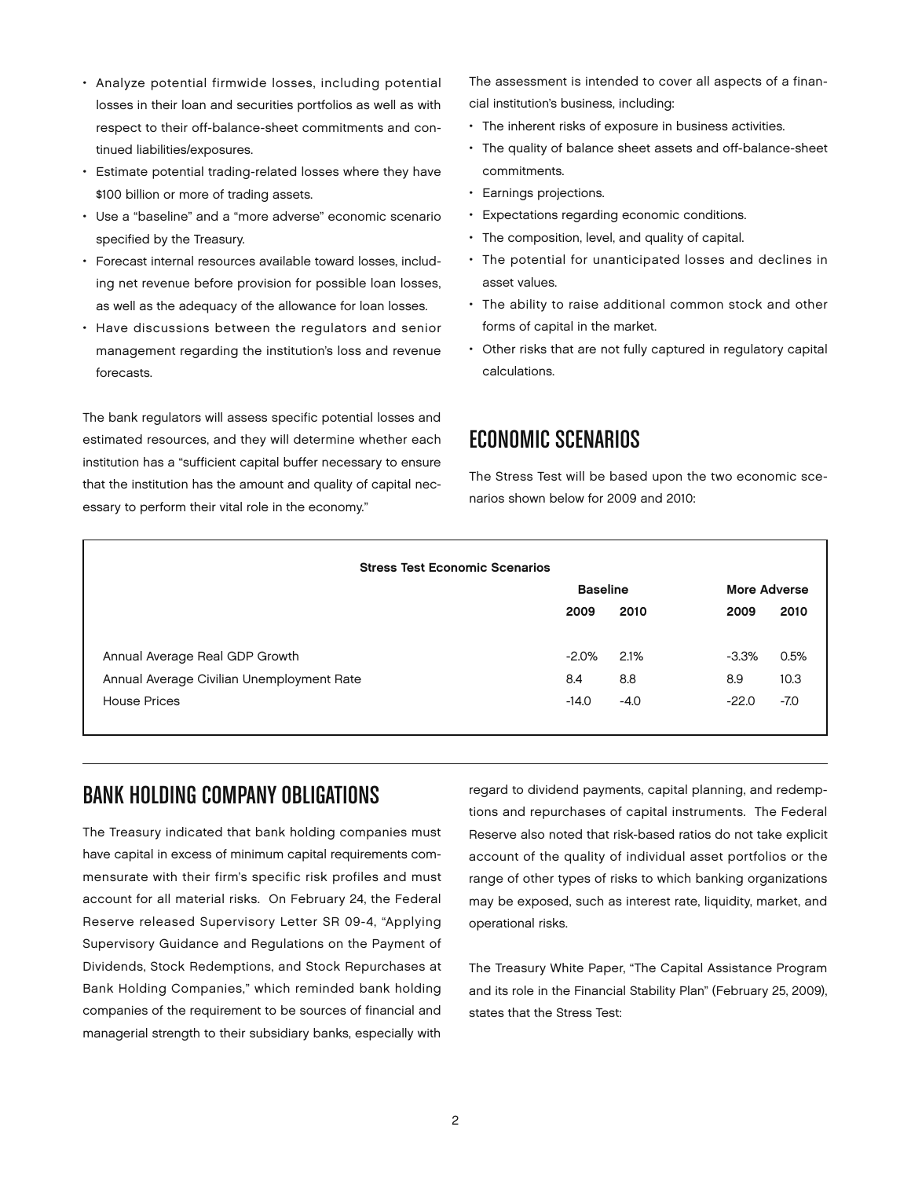- Analyze potential firmwide losses, including potential losses in their loan and securities portfolios as well as with respect to their off-balance-sheet commitments and continued liabilities/exposures.
- Estimate potential trading-related losses where they have $100 billion or more of trading assets.
- Use a "baseline" and a "more adverse" economic scenario specified by the Treasury.
- Forecast internal resources available toward losses, including net revenue before provision for possible loan losses, as well as the adequacy of the allowance for loan losses.
- Have discussions between the regulators and senior management regarding the institution's loss and revenue forecasts.

The bank regulators will assess specific potential losses and estimated resources, and they will determine whether each institution has a "sufficient capital buffer necessary to ensure that the institution has the amount and quality of capital necessary to perform their vital role in the economy."

The assessment is intended to cover all aspects of a financial institution's business, including:

- The inherent risks of exposure in business activities.
- The quality of balance sheet assets and off-balance-sheet commitments.
- Earnings projections.
- Expectations regarding economic conditions.
- The composition, level, and quality of capital.
- The potential for unanticipated losses and declines in asset values.
- The ability to raise additional common stock and other forms of capital in the market.
- Other risks that are not fully captured in regulatory capital calculations.

## ECONOMIC SCENARIOS

The Stress Test will be based upon the two economic scenarios shown below for 2009 and 2010:

**Stress Test Economic Scenarios**

| | Baseline | | More Adverse | |
|---|---|---|---|---|
| | 2009 | 2010 | 2009 | 2010 |
| Annual Average Real GDP Growth | -2.0% | 2.1% | -3.3% | 0.5% |
| Annual Average Civilian Unemployment Rate | 8.4 | 8.8 | 8.9 | 10.3 |
| House Prices | -14.0 | -4.0 | -22.0 | -7.0 |

## BANK HOLDING COMPANY OBLIGATIONS

The Treasury indicated that bank holding companies must have capital in excess of minimum capital requirements commensurate with their firm's specific risk profiles and must account for all material risks. On February 24, the Federal Reserve released Supervisory Letter SR 09-4, "Applying Supervisory Guidance and Regulations on the Payment of Dividends, Stock Redemptions, and Stock Repurchases at Bank Holding Companies," which reminded bank holding companies of the requirement to be sources of financial and managerial strength to their subsidiary banks, especially with regard to dividend payments, capital planning, and redemptions and repurchases of capital instruments. The Federal Reserve also noted that risk-based ratios do not take explicit account of the quality of individual asset portfolios or the range of other types of risks to which banking organizations may be exposed, such as interest rate, liquidity, market, and operational risks.

The Treasury White Paper, "The Capital Assistance Program and its role in the Financial Stability Plan" (February 25, 2009), states that the Stress Test: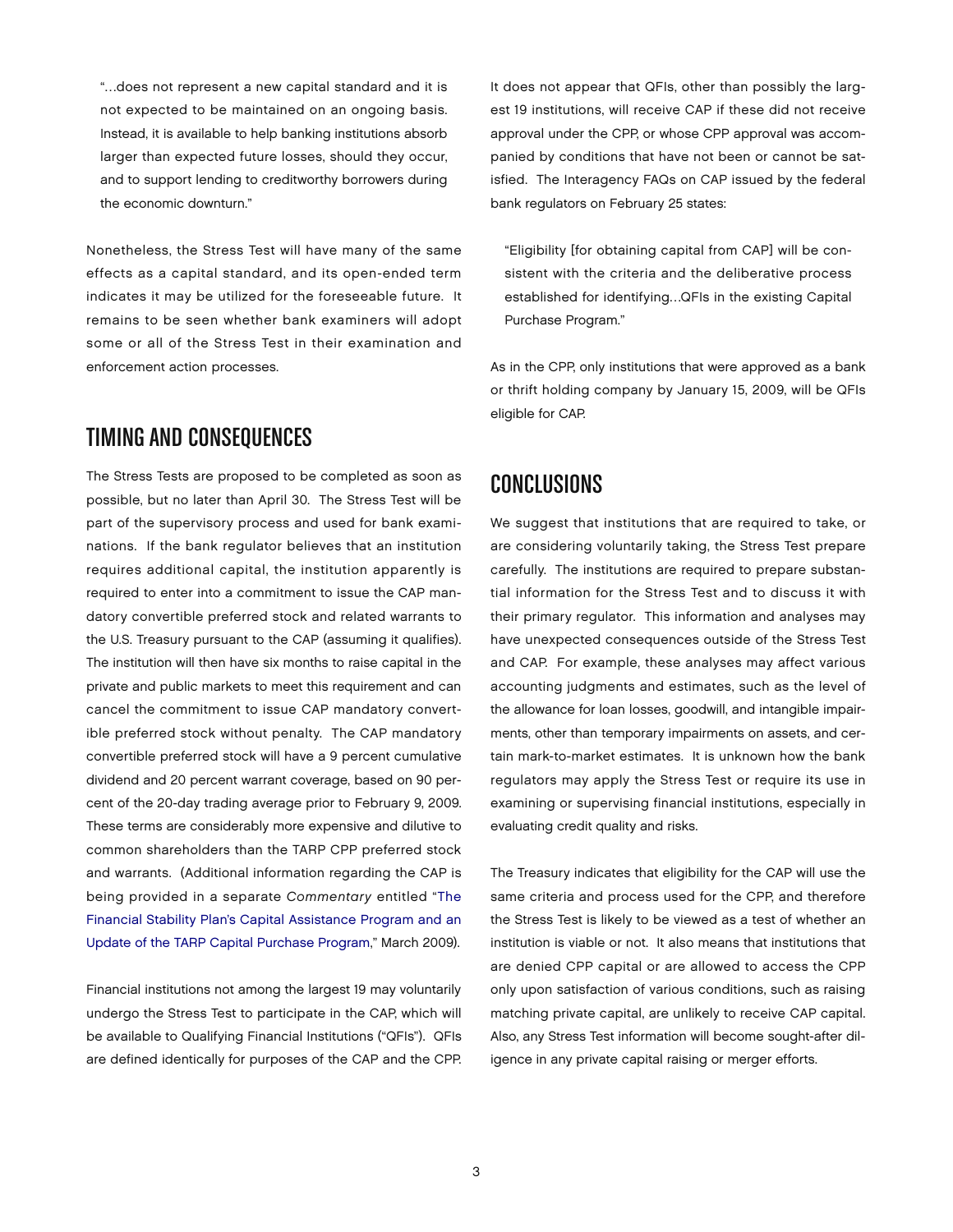"…does not represent a new capital standard and it is not expected to be maintained on an ongoing basis. Instead, it is available to help banking institutions absorb larger than expected future losses, should they occur, and to support lending to creditworthy borrowers during the economic downturn."

Nonetheless, the Stress Test will have many of the same effects as a capital standard, and its open-ended term indicates it may be utilized for the foreseeable future. It remains to be seen whether bank examiners will adopt some or all of the Stress Test in their examination and enforcement action processes.

## TIMING AND CONSEQUENCES

The Stress Tests are proposed to be completed as soon as possible, but no later than April 30. The Stress Test will be part of the supervisory process and used for bank examinations. If the bank regulator believes that an institution requires additional capital, the institution apparently is required to enter into a commitment to issue the CAP mandatory convertible preferred stock and related warrants to the U.S. Treasury pursuant to the CAP (assuming it qualifies). The institution will then have six months to raise capital in the private and public markets to meet this requirement and can cancel the commitment to issue CAP mandatory convertible preferred stock without penalty. The CAP mandatory convertible preferred stock will have a 9 percent cumulative dividend and 20 percent warrant coverage, based on 90 percent of the 20-day trading average prior to February 9, 2009. These terms are considerably more expensive and dilutive to common shareholders than the TARP CPP preferred stock and warrants. (Additional information regarding the CAP is being provided in a separate *Commentary* entitled "The Financial Stability Plan's Capital Assistance Program and an Update of the TARP Capital Purchase Program," March 2009).

Financial institutions not among the largest 19 may voluntarily undergo the Stress Test to participate in the CAP, which will be available to Qualifying Financial Institutions ("QFIs"). QFIs are defined identically for purposes of the CAP and the CPP. It does not appear that QFIs, other than possibly the largest 19 institutions, will receive CAP if these did not receive approval under the CPP, or whose CPP approval was accompanied by conditions that have not been or cannot be satisfied. The Interagency FAQs on CAP issued by the federal bank regulators on February 25 states:

"Eligibility [for obtaining capital from CAP] will be consistent with the criteria and the deliberative process established for identifying…QFIs in the existing Capital Purchase Program."

As in the CPP, only institutions that were approved as a bank or thrift holding company by January 15, 2009, will be QFIs eligible for CAP.

## CONCLUSIONS

We suggest that institutions that are required to take, or are considering voluntarily taking, the Stress Test prepare carefully. The institutions are required to prepare substantial information for the Stress Test and to discuss it with their primary regulator. This information and analyses may have unexpected consequences outside of the Stress Test and CAP. For example, these analyses may affect various accounting judgments and estimates, such as the level of the allowance for loan losses, goodwill, and intangible impairments, other than temporary impairments on assets, and certain mark-to-market estimates. It is unknown how the bank regulators may apply the Stress Test or require its use in examining or supervising financial institutions, especially in evaluating credit quality and risks.

The Treasury indicates that eligibility for the CAP will use the same criteria and process used for the CPP, and therefore the Stress Test is likely to be viewed as a test of whether an institution is viable or not. It also means that institutions that are denied CPP capital or are allowed to access the CPP only upon satisfaction of various conditions, such as raising matching private capital, are unlikely to receive CAP capital. Also, any Stress Test information will become sought-after diligence in any private capital raising or merger efforts.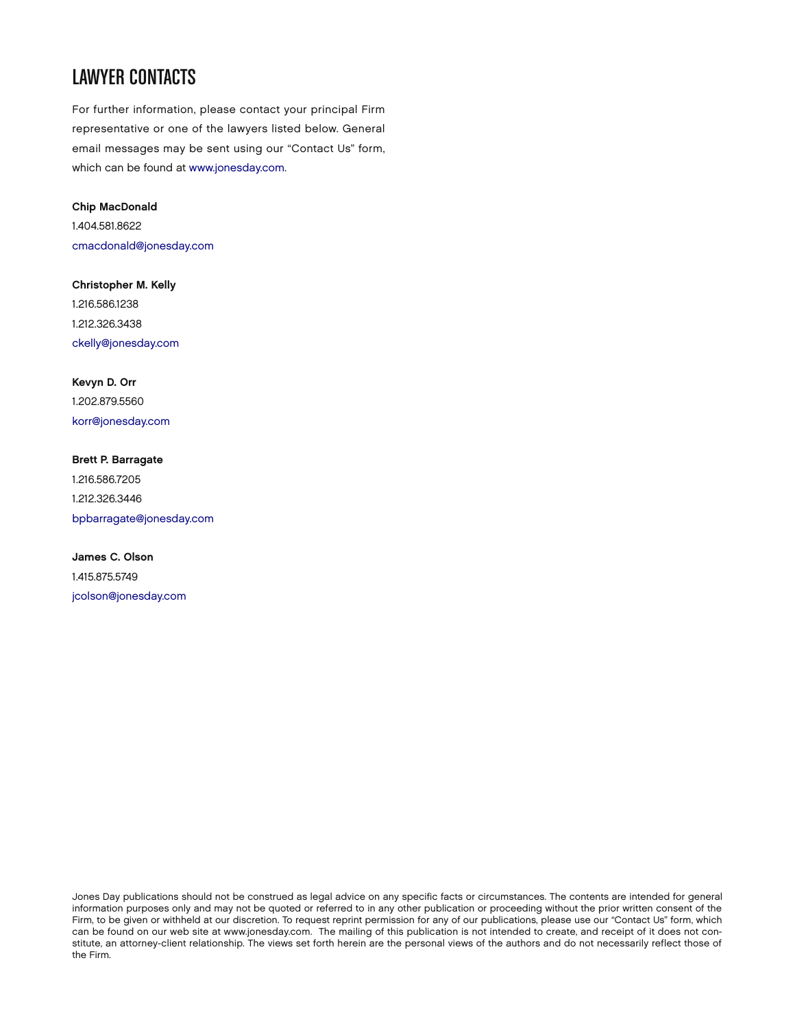## LAWYER CONTACTS

For further information, please contact your principal Firm representative or one of the lawyers listed below. General email messages may be sent using our "Contact Us" form, which can be found at www.jonesday.com.

**Chip MacDonald**
1.404.581.8622
cmacdonald@jonesday.com

**Christopher M. Kelly**
1.216.586.1238
1.212.326.3438
ckelly@jonesday.com

**Kevyn D. Orr**
1.202.879.5560
korr@jonesday.com

**Brett P. Barragate**
1.216.586.7205
1.212.326.3446
bpbarragate@jonesday.com

**James C. Olson**
1.415.875.5749
jcolson@jonesday.com

Jones Day publications should not be construed as legal advice on any specific facts or circumstances. The contents are intended for general information purposes only and may not be quoted or referred to in any other publication or proceeding without the prior written consent of the Firm, to be given or withheld at our discretion. To request reprint permission for any of our publications, please use our "Contact Us" form, which can be found on our web site at www.jonesday.com. The mailing of this publication is not intended to create, and receipt of it does not constitute, an attorney-client relationship. The views set forth herein are the personal views of the authors and do not necessarily reflect those of the Firm.